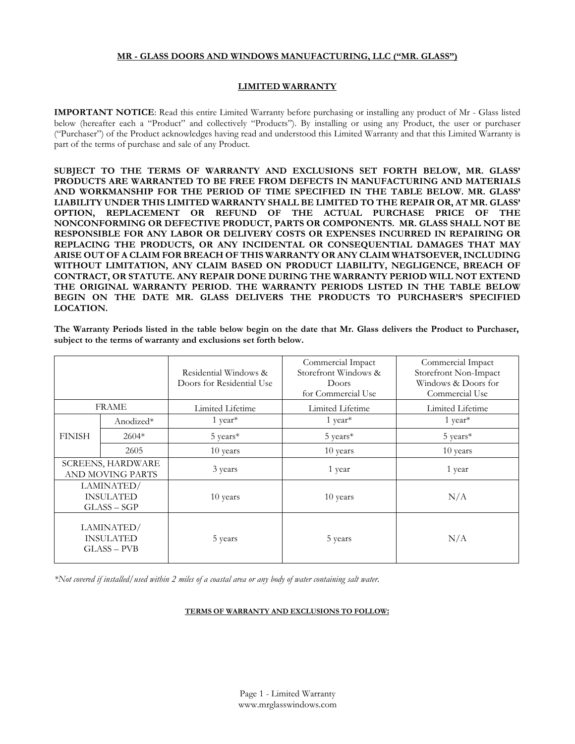**MR - GLASS DOORS AND WINDOWS MANUFACTURING, LLC ("MR. GLASS")**

**LIMITED WARRANTY**

**IMPORTANT NOTICE**: Read this entire Limited Warranty before purchasing or installing any product of Mr - Glass listed below (hereafter each a "Product" and collectively "Products"). By installing or using any Product, the user or purchaser ("Purchaser") of the Product acknowledges having read and understood this Limited Warranty and that this Limited Warranty is part of the terms of purchase and sale of any Product.

**SUBJECT TO THE TERMS OF WARRANTY AND EXCLUSIONS SET FORTH BELOW, MR. GLASS' PRODUCTS ARE WARRANTED TO BE FREE FROM DEFECTS IN MANUFACTURING AND MATERIALS AND WORKMANSHIP FOR THE PERIOD OF TIME SPECIFIED IN THE TABLE BELOW. MR. GLASS' LIABILITY UNDER THIS LIMITED WARRANTY SHALL BE LIMITED TO THE REPAIR OR, AT MR. GLASS' OPTION, REPLACEMENT OR REFUND OF THE ACTUAL PURCHASE PRICE OF THE NONCONFORMING OR DEFECTIVE PRODUCT, PARTS OR COMPONENTS. MR. GLASS SHALL NOT BE RESPONSIBLE FOR ANY LABOR OR DELIVERY COSTS OR EXPENSES INCURRED IN REPAIRING OR REPLACING THE PRODUCTS, OR ANY INCIDENTAL OR CONSEQUENTIAL DAMAGES THAT MAY ARISE OUT OF A CLAIM FOR BREACH OF THIS WARRANTY OR ANY CLAIM WHATSOEVER, INCLUDING WITHOUT LIMITATION, ANY CLAIM BASED ON PRODUCT LIABILITY, NEGLIGENCE, BREACH OF CONTRACT, OR STATUTE. ANY REPAIR DONE DURING THE WARRANTY PERIOD WILL NOT EXTEND THE ORIGINAL WARRANTY PERIOD. THE WARRANTY PERIODS LISTED IN THE TABLE BELOW BEGIN ON THE DATE MR. GLASS DELIVERS THE PRODUCTS TO PURCHASER'S SPECIFIED LOCATION.**

**The Warranty Periods listed in the table below begin on the date that Mr. Glass delivers the Product to Purchaser, subject to the terms of warranty and exclusions set forth below.**

| | | Residential Windows & Doors for Residential Use | Commercial Impact Storefront Windows & Doors for Commercial Use | Commercial Impact Storefront Non-Impact Windows & Doors for Commercial Use |
|---|---|---|---|---|
| FRAME | | Limited Lifetime | Limited Lifetime | Limited Lifetime |
| FINISH | Anodized* | 1 year* | 1 year* | 1 year* |
| | 2604* | 5 years* | 5 years* | 5 years* |
| | 2605 | 10 years | 10 years | 10 years |
| SCREENS, HARDWARE AND MOVING PARTS | | 3 years | 1 year | 1 year |
| LAMINATED/ INSULATED GLASS – SGP | | 10 years | 10 years | N/A |
| LAMINATED/ INSULATED GLASS – PVB | | 5 years | 5 years | N/A |

*\*Not covered if installed/used within 2 miles of a coastal area or any body of water containing salt water.*

**TERMS OF WARRANTY AND EXCLUSIONS TO FOLLOW:**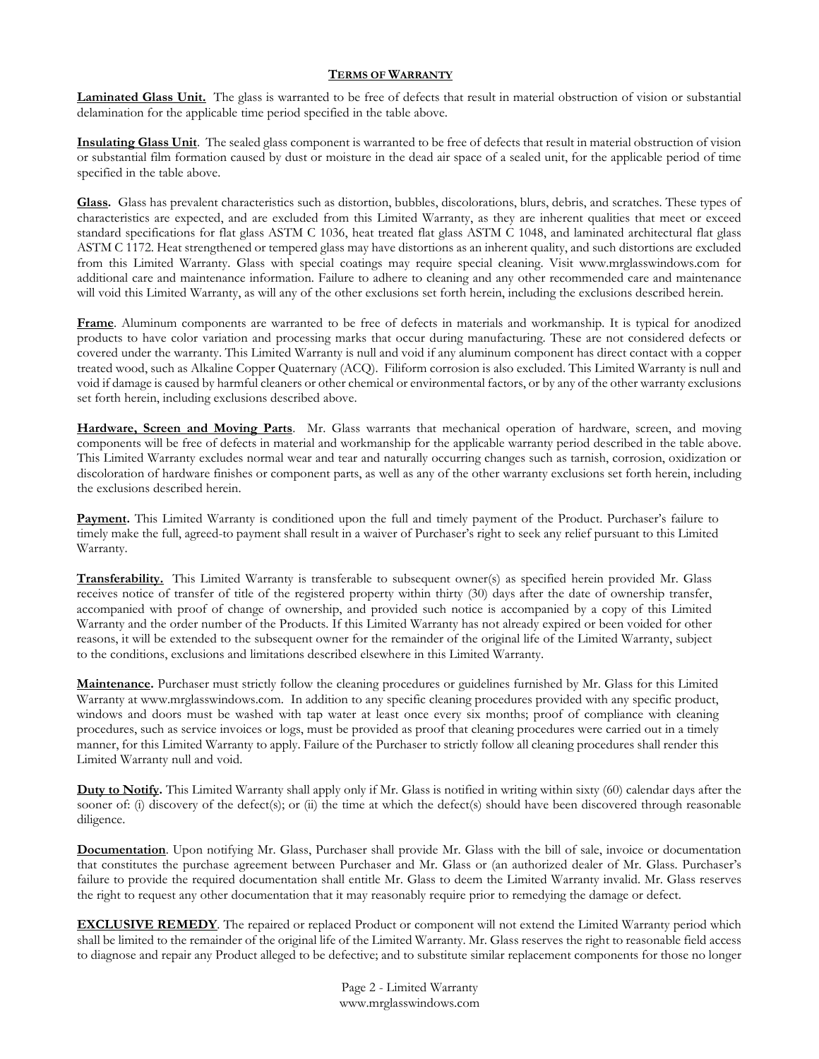## TERMS OF WARRANTY

**Laminated Glass Unit.** The glass is warranted to be free of defects that result in material obstruction of vision or substantial delamination for the applicable time period specified in the table above.

**Insulating Glass Unit**. The sealed glass component is warranted to be free of defects that result in material obstruction of vision or substantial film formation caused by dust or moisture in the dead air space of a sealed unit, for the applicable period of time specified in the table above.

**Glass.** Glass has prevalent characteristics such as distortion, bubbles, discolorations, blurs, debris, and scratches. These types of characteristics are expected, and are excluded from this Limited Warranty, as they are inherent qualities that meet or exceed standard specifications for flat glass ASTM C 1036, heat treated flat glass ASTM C 1048, and laminated architectural flat glass ASTM C 1172. Heat strengthened or tempered glass may have distortions as an inherent quality, and such distortions are excluded from this Limited Warranty. Glass with special coatings may require special cleaning. Visit www.mrglasswindows.com for additional care and maintenance information. Failure to adhere to cleaning and any other recommended care and maintenance will void this Limited Warranty, as will any of the other exclusions set forth herein, including the exclusions described herein.

**Frame**. Aluminum components are warranted to be free of defects in materials and workmanship. It is typical for anodized products to have color variation and processing marks that occur during manufacturing. These are not considered defects or covered under the warranty. This Limited Warranty is null and void if any aluminum component has direct contact with a copper treated wood, such as Alkaline Copper Quaternary (ACQ). Filiform corrosion is also excluded. This Limited Warranty is null and void if damage is caused by harmful cleaners or other chemical or environmental factors, or by any of the other warranty exclusions set forth herein, including exclusions described above.

**Hardware, Screen and Moving Parts**. Mr. Glass warrants that mechanical operation of hardware, screen, and moving components will be free of defects in material and workmanship for the applicable warranty period described in the table above. This Limited Warranty excludes normal wear and tear and naturally occurring changes such as tarnish, corrosion, oxidization or discoloration of hardware finishes or component parts, as well as any of the other warranty exclusions set forth herein, including the exclusions described herein.

**Payment.** This Limited Warranty is conditioned upon the full and timely payment of the Product. Purchaser's failure to timely make the full, agreed-to payment shall result in a waiver of Purchaser's right to seek any relief pursuant to this Limited Warranty.

**Transferability.** This Limited Warranty is transferable to subsequent owner(s) as specified herein provided Mr. Glass receives notice of transfer of title of the registered property within thirty (30) days after the date of ownership transfer, accompanied with proof of change of ownership, and provided such notice is accompanied by a copy of this Limited Warranty and the order number of the Products. If this Limited Warranty has not already expired or been voided for other reasons, it will be extended to the subsequent owner for the remainder of the original life of the Limited Warranty, subject to the conditions, exclusions and limitations described elsewhere in this Limited Warranty.

**Maintenance.** Purchaser must strictly follow the cleaning procedures or guidelines furnished by Mr. Glass for this Limited Warranty at www.mrglasswindows.com. In addition to any specific cleaning procedures provided with any specific product, windows and doors must be washed with tap water at least once every six months; proof of compliance with cleaning procedures, such as service invoices or logs, must be provided as proof that cleaning procedures were carried out in a timely manner, for this Limited Warranty to apply. Failure of the Purchaser to strictly follow all cleaning procedures shall render this Limited Warranty null and void.

**Duty to Notify.** This Limited Warranty shall apply only if Mr. Glass is notified in writing within sixty (60) calendar days after the sooner of: (i) discovery of the defect(s); or (ii) the time at which the defect(s) should have been discovered through reasonable diligence.

**Documentation**. Upon notifying Mr. Glass, Purchaser shall provide Mr. Glass with the bill of sale, invoice or documentation that constitutes the purchase agreement between Purchaser and Mr. Glass or (an authorized dealer of Mr. Glass. Purchaser's failure to provide the required documentation shall entitle Mr. Glass to deem the Limited Warranty invalid. Mr. Glass reserves the right to request any other documentation that it may reasonably require prior to remedying the damage or defect.

**EXCLUSIVE REMEDY**. The repaired or replaced Product or component will not extend the Limited Warranty period which shall be limited to the remainder of the original life of the Limited Warranty. Mr. Glass reserves the right to reasonable field access to diagnose and repair any Product alleged to be defective; and to substitute similar replacement components for those no longer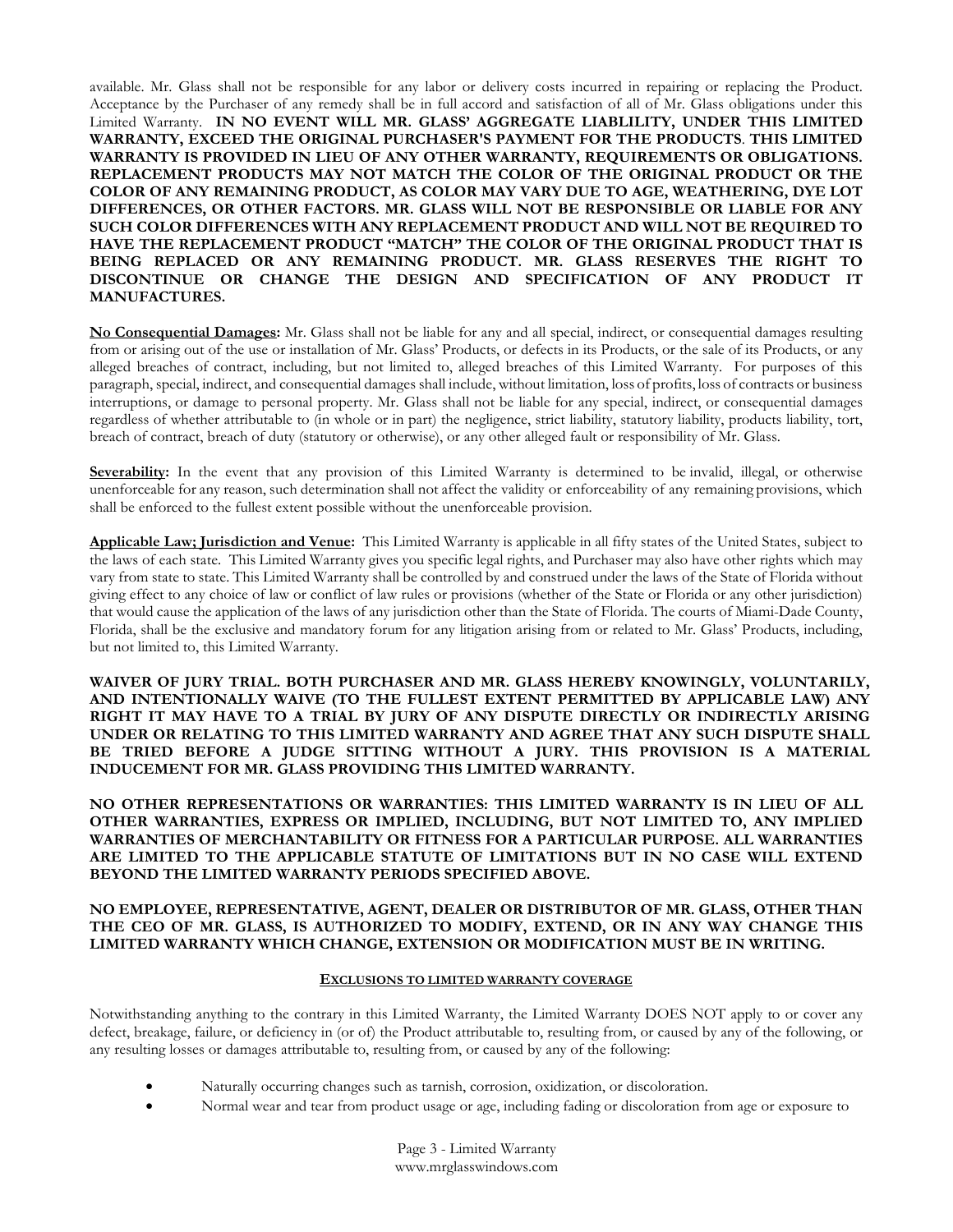available. Mr. Glass shall not be responsible for any labor or delivery costs incurred in repairing or replacing the Product. Acceptance by the Purchaser of any remedy shall be in full accord and satisfaction of all of Mr. Glass obligations under this Limited Warranty. **IN NO EVENT WILL MR. GLASS' AGGREGATE LIABLILITY, UNDER THIS LIMITED WARRANTY, EXCEED THE ORIGINAL PURCHASER'S PAYMENT FOR THE PRODUCTS**. **THIS LIMITED WARRANTY IS PROVIDED IN LIEU OF ANY OTHER WARRANTY, REQUIREMENTS OR OBLIGATIONS. REPLACEMENT PRODUCTS MAY NOT MATCH THE COLOR OF THE ORIGINAL PRODUCT OR THE COLOR OF ANY REMAINING PRODUCT, AS COLOR MAY VARY DUE TO AGE, WEATHERING, DYE LOT DIFFERENCES, OR OTHER FACTORS. MR. GLASS WILL NOT BE RESPONSIBLE OR LIABLE FOR ANY SUCH COLOR DIFFERENCES WITH ANY REPLACEMENT PRODUCT AND WILL NOT BE REQUIRED TO HAVE THE REPLACEMENT PRODUCT "MATCH" THE COLOR OF THE ORIGINAL PRODUCT THAT IS BEING REPLACED OR ANY REMAINING PRODUCT. MR. GLASS RESERVES THE RIGHT TO DISCONTINUE OR CHANGE THE DESIGN AND SPECIFICATION OF ANY PRODUCT IT MANUFACTURES.**

**No Consequential Damages:** Mr. Glass shall not be liable for any and all special, indirect, or consequential damages resulting from or arising out of the use or installation of Mr. Glass' Products, or defects in its Products, or the sale of its Products, or any alleged breaches of contract, including, but not limited to, alleged breaches of this Limited Warranty. For purposes of this paragraph, special, indirect, and consequential damages shall include, without limitation, loss of profits, loss of contracts or business interruptions, or damage to personal property. Mr. Glass shall not be liable for any special, indirect, or consequential damages regardless of whether attributable to (in whole or in part) the negligence, strict liability, statutory liability, products liability, tort, breach of contract, breach of duty (statutory or otherwise), or any other alleged fault or responsibility of Mr. Glass.

**Severability:** In the event that any provision of this Limited Warranty is determined to be invalid, illegal, or otherwise unenforceable for any reason, such determination shall not affect the validity or enforceability of any remaining provisions, which shall be enforced to the fullest extent possible without the unenforceable provision.

**Applicable Law; Jurisdiction and Venue:** This Limited Warranty is applicable in all fifty states of the United States, subject to the laws of each state. This Limited Warranty gives you specific legal rights, and Purchaser may also have other rights which may vary from state to state. This Limited Warranty shall be controlled by and construed under the laws of the State of Florida without giving effect to any choice of law or conflict of law rules or provisions (whether of the State or Florida or any other jurisdiction) that would cause the application of the laws of any jurisdiction other than the State of Florida. The courts of Miami-Dade County, Florida, shall be the exclusive and mandatory forum for any litigation arising from or related to Mr. Glass' Products, including, but not limited to, this Limited Warranty.

**WAIVER OF JURY TRIAL. BOTH PURCHASER AND MR. GLASS HEREBY KNOWINGLY, VOLUNTARILY, AND INTENTIONALLY WAIVE (TO THE FULLEST EXTENT PERMITTED BY APPLICABLE LAW) ANY RIGHT IT MAY HAVE TO A TRIAL BY JURY OF ANY DISPUTE DIRECTLY OR INDIRECTLY ARISING UNDER OR RELATING TO THIS LIMITED WARRANTY AND AGREE THAT ANY SUCH DISPUTE SHALL BE TRIED BEFORE A JUDGE SITTING WITHOUT A JURY. THIS PROVISION IS A MATERIAL INDUCEMENT FOR MR. GLASS PROVIDING THIS LIMITED WARRANTY.**

**NO OTHER REPRESENTATIONS OR WARRANTIES: THIS LIMITED WARRANTY IS IN LIEU OF ALL OTHER WARRANTIES, EXPRESS OR IMPLIED, INCLUDING, BUT NOT LIMITED TO, ANY IMPLIED WARRANTIES OF MERCHANTABILITY OR FITNESS FOR A PARTICULAR PURPOSE. ALL WARRANTIES ARE LIMITED TO THE APPLICABLE STATUTE OF LIMITATIONS BUT IN NO CASE WILL EXTEND BEYOND THE LIMITED WARRANTY PERIODS SPECIFIED ABOVE.**

**NO EMPLOYEE, REPRESENTATIVE, AGENT, DEALER OR DISTRIBUTOR OF MR. GLASS, OTHER THAN THE CEO OF MR. GLASS, IS AUTHORIZED TO MODIFY, EXTEND, OR IN ANY WAY CHANGE THIS LIMITED WARRANTY WHICH CHANGE, EXTENSION OR MODIFICATION MUST BE IN WRITING.**

## EXCLUSIONS TO LIMITED WARRANTY COVERAGE

Notwithstanding anything to the contrary in this Limited Warranty, the Limited Warranty DOES NOT apply to or cover any defect, breakage, failure, or deficiency in (or of) the Product attributable to, resulting from, or caused by any of the following, or any resulting losses or damages attributable to, resulting from, or caused by any of the following:

- Naturally occurring changes such as tarnish, corrosion, oxidization, or discoloration.
- Normal wear and tear from product usage or age, including fading or discoloration from age or exposure to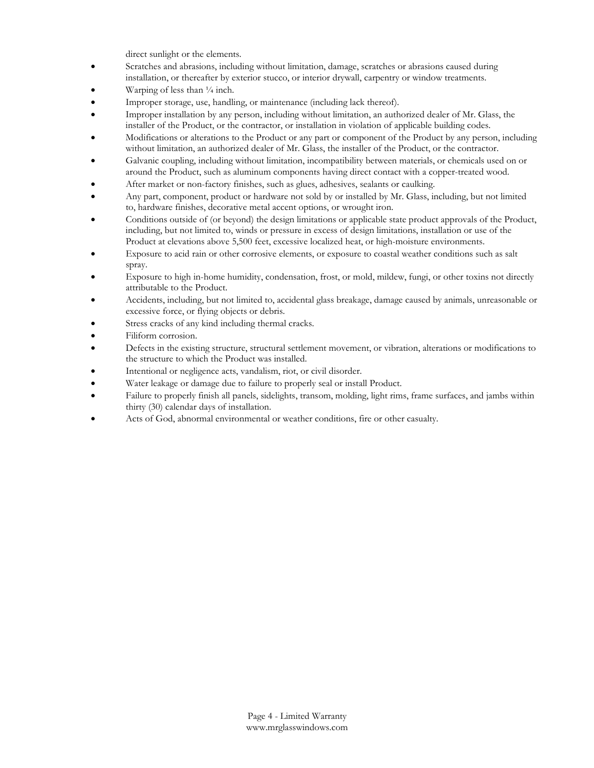direct sunlight or the elements.

- Scratches and abrasions, including without limitation, damage, scratches or abrasions caused during installation, or thereafter by exterior stucco, or interior drywall, carpentry or window treatments.
- Warping of less than ¼ inch.
- Improper storage, use, handling, or maintenance (including lack thereof).
- Improper installation by any person, including without limitation, an authorized dealer of Mr. Glass, the installer of the Product, or the contractor, or installation in violation of applicable building codes.
- Modifications or alterations to the Product or any part or component of the Product by any person, including without limitation, an authorized dealer of Mr. Glass, the installer of the Product, or the contractor.
- Galvanic coupling, including without limitation, incompatibility between materials, or chemicals used on or around the Product, such as aluminum components having direct contact with a copper-treated wood.
- After market or non-factory finishes, such as glues, adhesives, sealants or caulking.
- Any part, component, product or hardware not sold by or installed by Mr. Glass, including, but not limited to, hardware finishes, decorative metal accent options, or wrought iron.
- Conditions outside of (or beyond) the design limitations or applicable state product approvals of the Product, including, but not limited to, winds or pressure in excess of design limitations, installation or use of the Product at elevations above 5,500 feet, excessive localized heat, or high-moisture environments.
- Exposure to acid rain or other corrosive elements, or exposure to coastal weather conditions such as salt spray.
- Exposure to high in-home humidity, condensation, frost, or mold, mildew, fungi, or other toxins not directly attributable to the Product.
- Accidents, including, but not limited to, accidental glass breakage, damage caused by animals, unreasonable or excessive force, or flying objects or debris.
- Stress cracks of any kind including thermal cracks.
- Filiform corrosion.
- Defects in the existing structure, structural settlement movement, or vibration, alterations or modifications to the structure to which the Product was installed.
- Intentional or negligence acts, vandalism, riot, or civil disorder.
- Water leakage or damage due to failure to properly seal or install Product.
- Failure to properly finish all panels, sidelights, transom, molding, light rims, frame surfaces, and jambs within thirty (30) calendar days of installation.
- Acts of God, abnormal environmental or weather conditions, fire or other casualty.